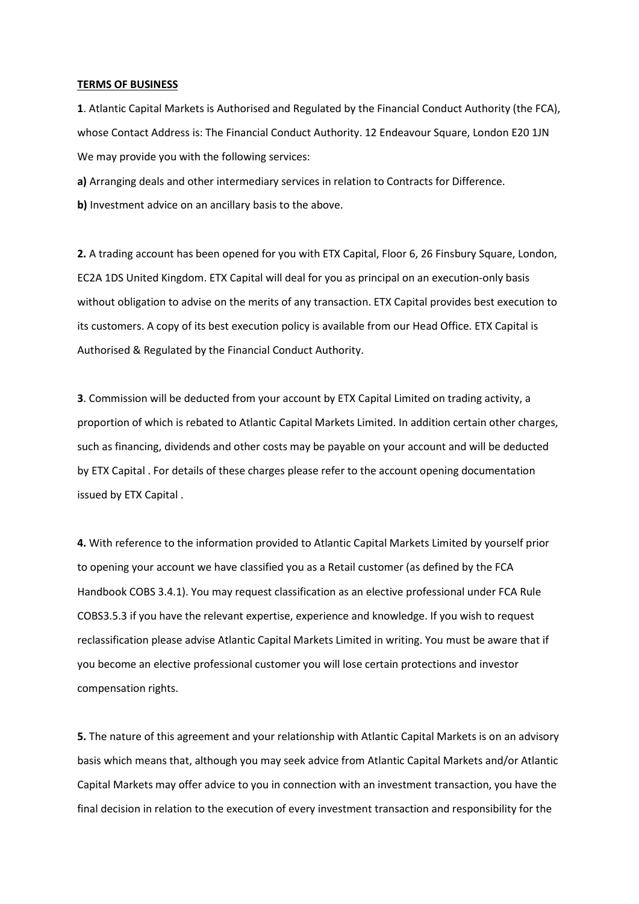**TERMS OF BUSINESS**

**1**. Atlantic Capital Markets is Authorised and Regulated by the Financial Conduct Authority (the FCA), whose Contact Address is: The Financial Conduct Authority. 12 Endeavour Square, London E20 1JN

We may provide you with the following services:

**a)** Arranging deals and other intermediary services in relation to Contracts for Difference.

**b)** Investment advice on an ancillary basis to the above.

**2.** A trading account has been opened for you with ETX Capital, Floor 6, 26 Finsbury Square, London, EC2A 1DS United Kingdom. ETX Capital will deal for you as principal on an execution-only basis without obligation to advise on the merits of any transaction. ETX Capital provides best execution to its customers. A copy of its best execution policy is available from our Head Office. ETX Capital is Authorised & Regulated by the Financial Conduct Authority.

**3**. Commission will be deducted from your account by ETX Capital Limited on trading activity, a proportion of which is rebated to Atlantic Capital Markets Limited. In addition certain other charges, such as financing, dividends and other costs may be payable on your account and will be deducted by ETX Capital . For details of these charges please refer to the account opening documentation issued by ETX Capital .

**4.** With reference to the information provided to Atlantic Capital Markets Limited by yourself prior to opening your account we have classified you as a Retail customer (as defined by the FCA Handbook COBS 3.4.1). You may request classification as an elective professional under FCA Rule COBS3.5.3 if you have the relevant expertise, experience and knowledge. If you wish to request reclassification please advise Atlantic Capital Markets Limited in writing. You must be aware that if you become an elective professional customer you will lose certain protections and investor compensation rights.

**5.** The nature of this agreement and your relationship with Atlantic Capital Markets is on an advisory basis which means that, although you may seek advice from Atlantic Capital Markets and/or Atlantic Capital Markets may offer advice to you in connection with an investment transaction, you have the final decision in relation to the execution of every investment transaction and responsibility for the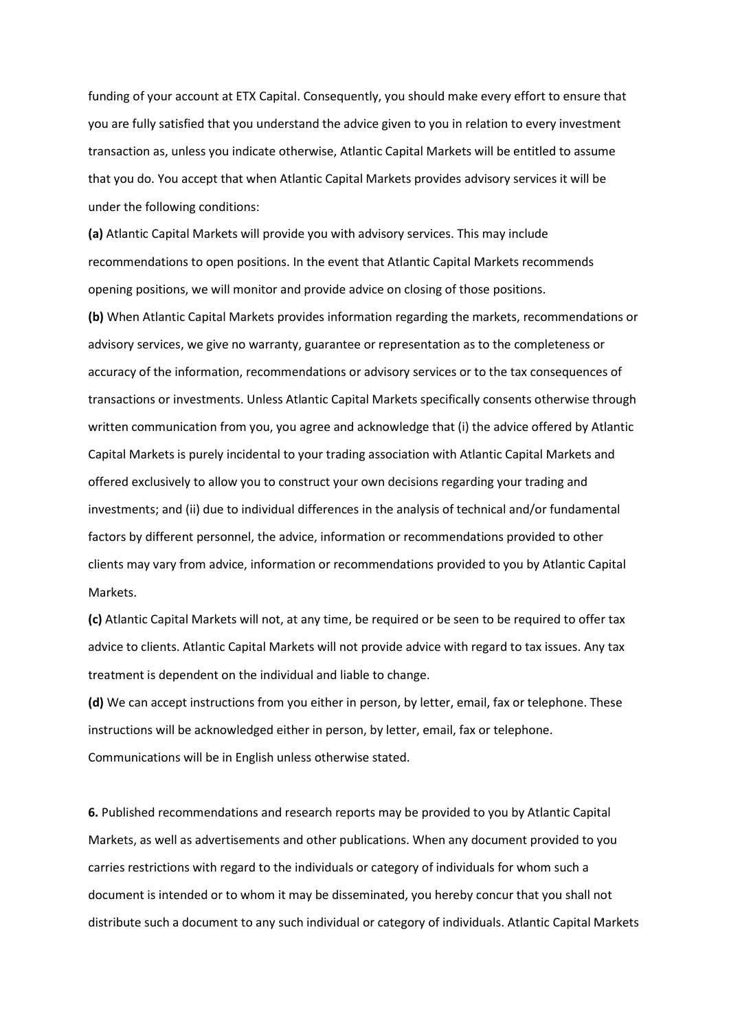funding of your account at ETX Capital. Consequently, you should make every effort to ensure that you are fully satisfied that you understand the advice given to you in relation to every investment transaction as, unless you indicate otherwise, Atlantic Capital Markets will be entitled to assume that you do. You accept that when Atlantic Capital Markets provides advisory services it will be under the following conditions:

**(a)** Atlantic Capital Markets will provide you with advisory services. This may include recommendations to open positions. In the event that Atlantic Capital Markets recommends opening positions, we will monitor and provide advice on closing of those positions.

**(b)** When Atlantic Capital Markets provides information regarding the markets, recommendations or advisory services, we give no warranty, guarantee or representation as to the completeness or accuracy of the information, recommendations or advisory services or to the tax consequences of transactions or investments. Unless Atlantic Capital Markets specifically consents otherwise through written communication from you, you agree and acknowledge that (i) the advice offered by Atlantic Capital Markets is purely incidental to your trading association with Atlantic Capital Markets and offered exclusively to allow you to construct your own decisions regarding your trading and investments; and (ii) due to individual differences in the analysis of technical and/or fundamental factors by different personnel, the advice, information or recommendations provided to other clients may vary from advice, information or recommendations provided to you by Atlantic Capital Markets.

**(c)** Atlantic Capital Markets will not, at any time, be required or be seen to be required to offer tax advice to clients. Atlantic Capital Markets will not provide advice with regard to tax issues. Any tax treatment is dependent on the individual and liable to change.

**(d)** We can accept instructions from you either in person, by letter, email, fax or telephone. These instructions will be acknowledged either in person, by letter, email, fax or telephone. Communications will be in English unless otherwise stated.

**6.** Published recommendations and research reports may be provided to you by Atlantic Capital Markets, as well as advertisements and other publications. When any document provided to you carries restrictions with regard to the individuals or category of individuals for whom such a document is intended or to whom it may be disseminated, you hereby concur that you shall not distribute such a document to any such individual or category of individuals. Atlantic Capital Markets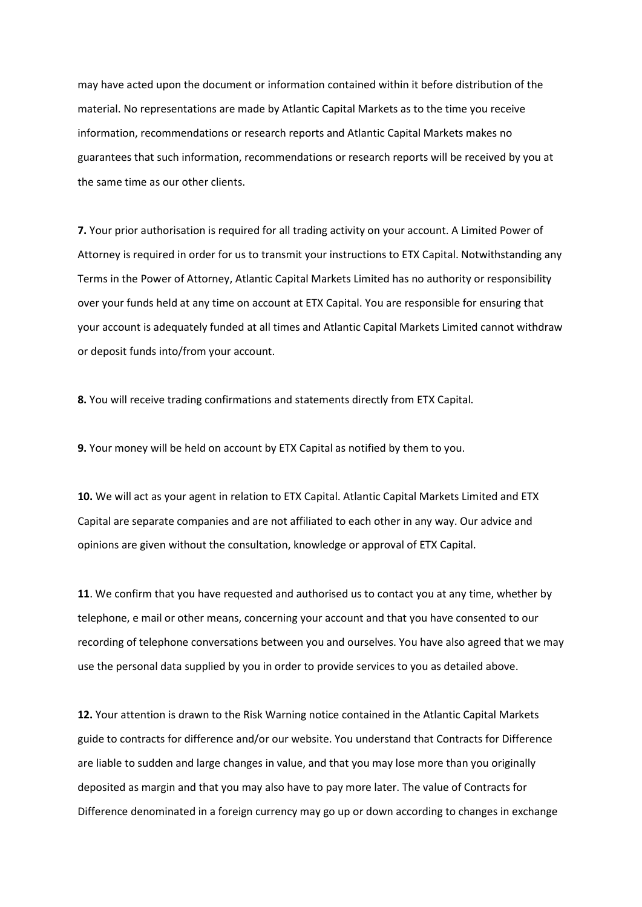may have acted upon the document or information contained within it before distribution of the material. No representations are made by Atlantic Capital Markets as to the time you receive information, recommendations or research reports and Atlantic Capital Markets makes no guarantees that such information, recommendations or research reports will be received by you at the same time as our other clients.

**7.** Your prior authorisation is required for all trading activity on your account. A Limited Power of Attorney is required in order for us to transmit your instructions to ETX Capital. Notwithstanding any Terms in the Power of Attorney, Atlantic Capital Markets Limited has no authority or responsibility over your funds held at any time on account at ETX Capital. You are responsible for ensuring that your account is adequately funded at all times and Atlantic Capital Markets Limited cannot withdraw or deposit funds into/from your account.

**8.** You will receive trading confirmations and statements directly from ETX Capital.

**9.** Your money will be held on account by ETX Capital as notified by them to you.

**10.** We will act as your agent in relation to ETX Capital. Atlantic Capital Markets Limited and ETX Capital are separate companies and are not affiliated to each other in any way. Our advice and opinions are given without the consultation, knowledge or approval of ETX Capital.

**11**. We confirm that you have requested and authorised us to contact you at any time, whether by telephone, e mail or other means, concerning your account and that you have consented to our recording of telephone conversations between you and ourselves. You have also agreed that we may use the personal data supplied by you in order to provide services to you as detailed above.

**12.** Your attention is drawn to the Risk Warning notice contained in the Atlantic Capital Markets guide to contracts for difference and/or our website. You understand that Contracts for Difference are liable to sudden and large changes in value, and that you may lose more than you originally deposited as margin and that you may also have to pay more later. The value of Contracts for Difference denominated in a foreign currency may go up or down according to changes in exchange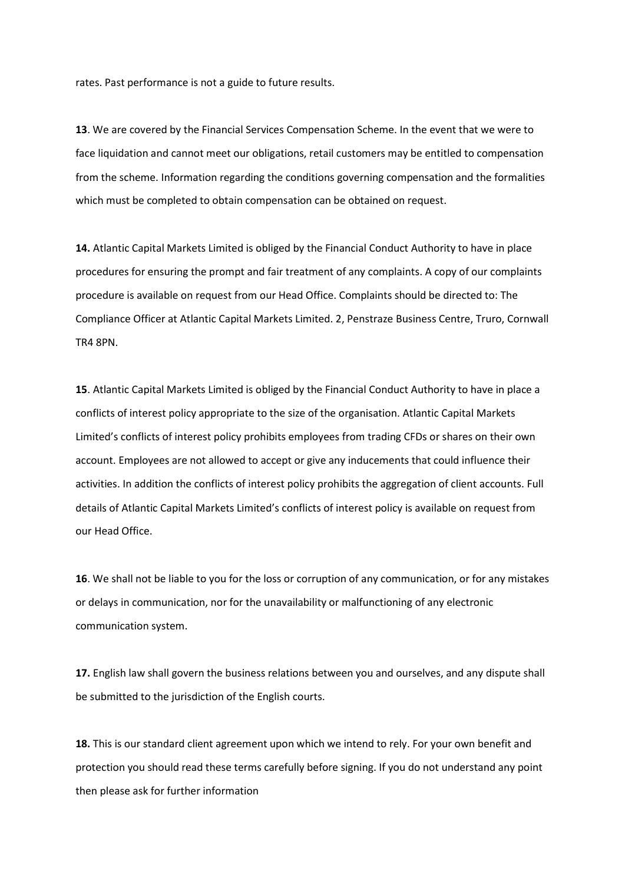rates. Past performance is not a guide to future results.

**13**. We are covered by the Financial Services Compensation Scheme. In the event that we were to face liquidation and cannot meet our obligations, retail customers may be entitled to compensation from the scheme. Information regarding the conditions governing compensation and the formalities which must be completed to obtain compensation can be obtained on request.

**14.** Atlantic Capital Markets Limited is obliged by the Financial Conduct Authority to have in place procedures for ensuring the prompt and fair treatment of any complaints. A copy of our complaints procedure is available on request from our Head Office. Complaints should be directed to: The Compliance Officer at Atlantic Capital Markets Limited. 2, Penstraze Business Centre, Truro, Cornwall TR4 8PN.

**15**. Atlantic Capital Markets Limited is obliged by the Financial Conduct Authority to have in place a conflicts of interest policy appropriate to the size of the organisation. Atlantic Capital Markets Limited's conflicts of interest policy prohibits employees from trading CFDs or shares on their own account. Employees are not allowed to accept or give any inducements that could influence their activities. In addition the conflicts of interest policy prohibits the aggregation of client accounts. Full details of Atlantic Capital Markets Limited's conflicts of interest policy is available on request from our Head Office.

**16**. We shall not be liable to you for the loss or corruption of any communication, or for any mistakes or delays in communication, nor for the unavailability or malfunctioning of any electronic communication system.

**17.** English law shall govern the business relations between you and ourselves, and any dispute shall be submitted to the jurisdiction of the English courts.

**18.** This is our standard client agreement upon which we intend to rely. For your own benefit and protection you should read these terms carefully before signing. If you do not understand any point then please ask for further information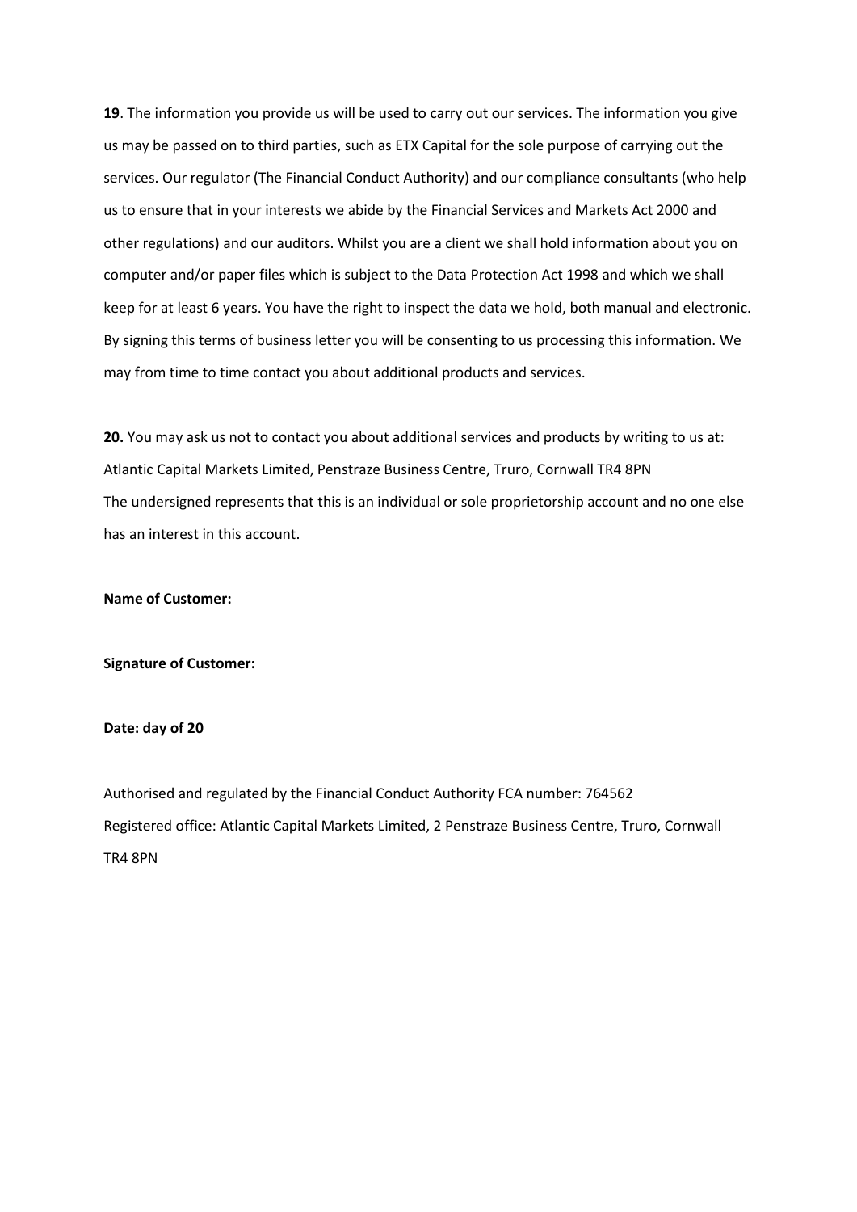**19**. The information you provide us will be used to carry out our services. The information you give us may be passed on to third parties, such as ETX Capital for the sole purpose of carrying out the services. Our regulator (The Financial Conduct Authority) and our compliance consultants (who help us to ensure that in your interests we abide by the Financial Services and Markets Act 2000 and other regulations) and our auditors. Whilst you are a client we shall hold information about you on computer and/or paper files which is subject to the Data Protection Act 1998 and which we shall keep for at least 6 years. You have the right to inspect the data we hold, both manual and electronic. By signing this terms of business letter you will be consenting to us processing this information. We may from time to time contact you about additional products and services.

**20.** You may ask us not to contact you about additional services and products by writing to us at:
Atlantic Capital Markets Limited, Penstraze Business Centre, Truro, Cornwall TR4 8PN
The undersigned represents that this is an individual or sole proprietorship account and no one else has an interest in this account.

**Name of Customer:**

**Signature of Customer:**

**Date: day of 20**

Authorised and regulated by the Financial Conduct Authority FCA number: 764562
Registered office: Atlantic Capital Markets Limited, 2 Penstraze Business Centre, Truro, Cornwall TR4 8PN